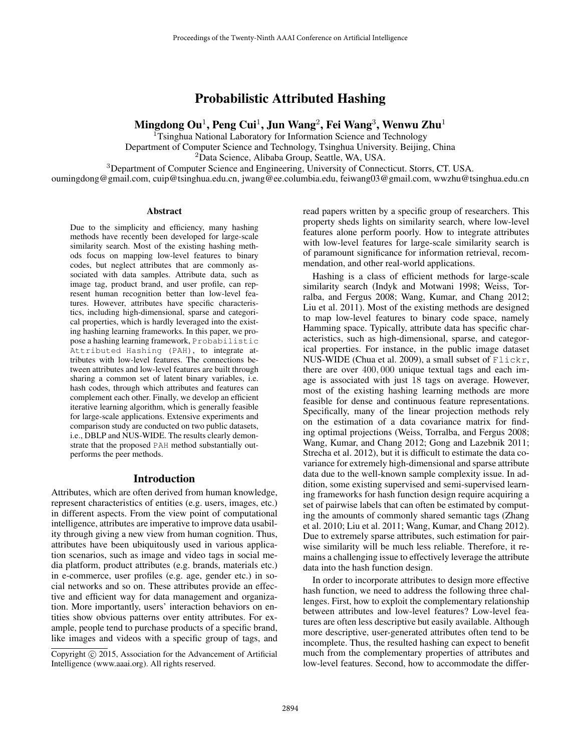# Probabilistic Attributed Hashing

**Mingdong Ou**[1], **Peng Cui**[1], **Jun Wang**[2], **Fei Wang**[3], **Wenwu Zhu**[1]

[1]Tsinghua National Laboratory for Information Science and Technology
Department of Computer Science and Technology, Tsinghua University. Beijing, China
[2]Data Science, Alibaba Group, Seattle, WA, USA.
[3]Department of Computer Science and Engineering, University of Connecticut. Storrs, CT. USA.
oumingdong@gmail.com, cuip@tsinghua.edu.cn, jwang@ee.columbia.edu, feiwang03@gmail.com, wwzhu@tsinghua.edu.cn

## Abstract

Due to the simplicity and efficiency, many hashing methods have recently been developed for large-scale similarity search. Most of the existing hashing methods focus on mapping low-level features to binary codes, but neglect attributes that are commonly associated with data samples. Attribute data, such as image tag, product brand, and user profile, can represent human recognition better than low-level features. However, attributes have specific characteristics, including high-dimensional, sparse and categorical properties, which is hardly leveraged into the existing hashing learning frameworks. In this paper, we propose a hashing learning framework, `Probabilistic Attributed Hashing (PAH)`, to integrate attributes with low-level features. The connections between attributes and low-level features are built through sharing a common set of latent binary variables, i.e. hash codes, through which attributes and features can complement each other. Finally, we develop an efficient iterative learning algorithm, which is generally feasible for large-scale applications. Extensive experiments and comparison study are conducted on two public datasets, i.e., DBLP and NUS-WIDE. The results clearly demonstrate that the proposed `PAH` method substantially outperforms the peer methods.

## Introduction

Attributes, which are often derived from human knowledge, represent characteristics of entities (e.g. users, images, etc.) in different aspects. From the view point of computational intelligence, attributes are imperative to improve data usability through giving a new view from human cognition. Thus, attributes have been ubiquitously used in various application scenarios, such as image and video tags in social media platform, product attributes (e.g. brands, materials etc.) in e-commerce, user profiles (e.g. age, gender etc.) in social networks and so on. These attributes provide an effective and efficient way for data management and organization. More importantly, users' interaction behaviors on entities show obvious patterns over entity attributes. For example, people tend to purchase products of a specific brand, like images and videos with a specific group of tags, and read papers written by a specific group of researchers. This property sheds lights on similarity search, where low-level features alone perform poorly. How to integrate attributes with low-level features for large-scale similarity search is of paramount significance for information retrieval, recommendation, and other real-world applications.

Hashing is a class of efficient methods for large-scale similarity search (Indyk and Motwani 1998; Weiss, Torralba, and Fergus 2008; Wang, Kumar, and Chang 2012; Liu et al. 2011). Most of the existing methods are designed to map low-level features to binary code space, namely Hamming space. Typically, attribute data has specific characteristics, such as high-dimensional, sparse, and categorical properties. For instance, in the public image dataset NUS-WIDE (Chua et al. 2009), a small subset of `Flickr`, there are over $400,000$ unique textual tags and each image is associated with just $18$ tags on average. However, most of the existing hashing learning methods are more feasible for dense and continuous feature representations. Specifically, many of the linear projection methods rely on the estimation of a data covariance matrix for finding optimal projections (Weiss, Torralba, and Fergus 2008; Wang, Kumar, and Chang 2012; Gong and Lazebnik 2011; Strecha et al. 2012), but it is difficult to estimate the data covariance for extremely high-dimensional and sparse attribute data due to the well-known sample complexity issue. In addition, some existing supervised and semi-supervised learning frameworks for hash function design require acquiring a set of pairwise labels that can often be estimated by computing the amounts of commonly shared semantic tags (Zhang et al. 2010; Liu et al. 2011; Wang, Kumar, and Chang 2012). Due to extremely sparse attributes, such estimation for pairwise similarity will be much less reliable. Therefore, it remains a challenging issue to effectively leverage the attribute data into the hash function design.

In order to incorporate attributes to design more effective hash function, we need to address the following three challenges. First, how to exploit the complementary relationship between attributes and low-level features? Low-level features are often less descriptive but easily available. Although more descriptive, user-generated attributes often tend to be incomplete. Thus, the resulted hashing can expect to benefit much from the complementary properties of attributes and low-level features. Second, how to accommodate the differ-

Copyright © 2015, Association for the Advancement of Artificial Intelligence (www.aaai.org). All rights reserved.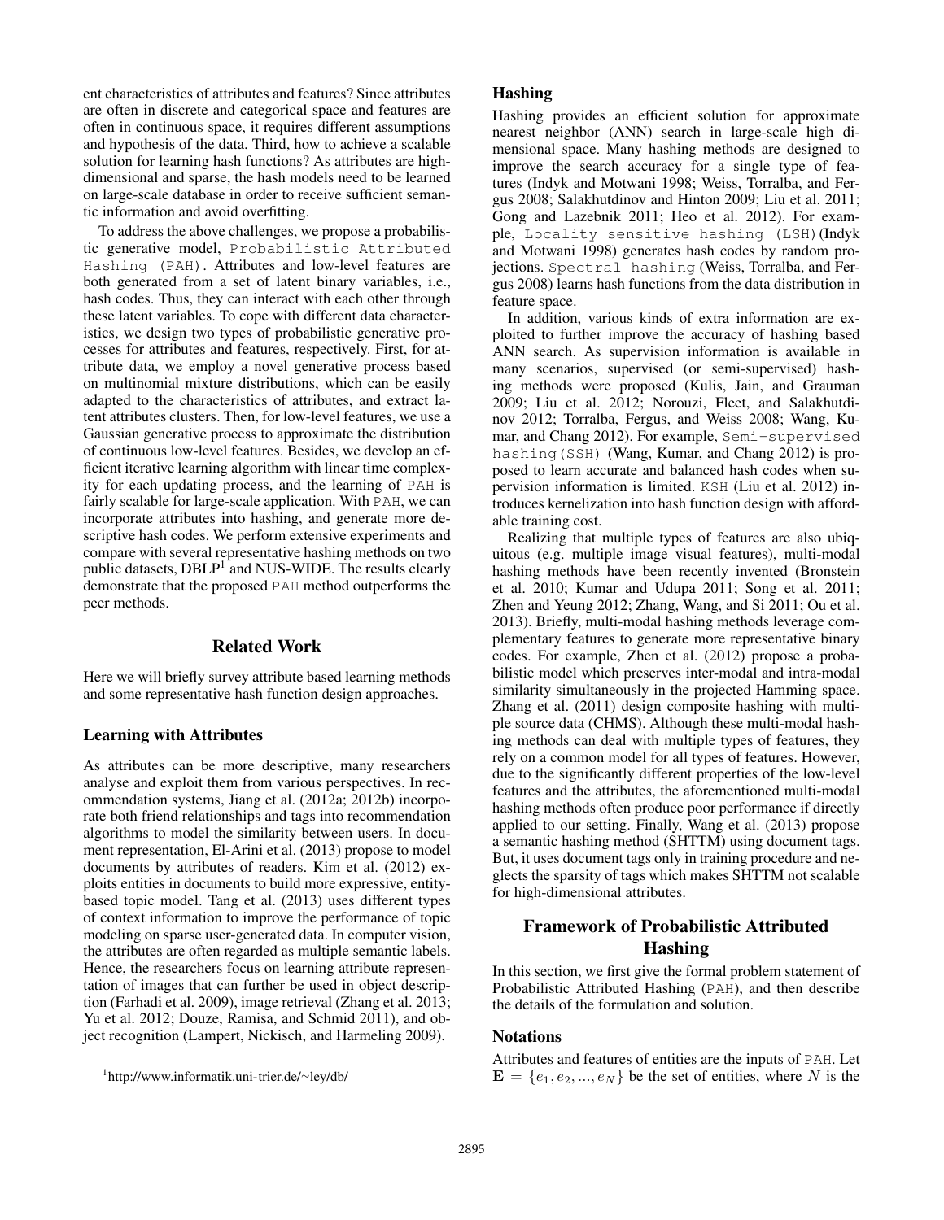ent characteristics of attributes and features? Since attributes are often in discrete and categorical space and features are often in continuous space, it requires different assumptions and hypothesis of the data. Third, how to achieve a scalable solution for learning hash functions? As attributes are high-dimensional and sparse, the hash models need to be learned on large-scale database in order to receive sufficient semantic information and avoid overfitting.

To address the above challenges, we propose a probabilistic generative model, `Probabilistic Attributed Hashing (PAH)`. Attributes and low-level features are both generated from a set of latent binary variables, i.e., hash codes. Thus, they can interact with each other through these latent variables. To cope with different data characteristics, we design two types of probabilistic generative processes for attributes and features, respectively. First, for attribute data, we employ a novel generative process based on multinomial mixture distributions, which can be easily adapted to the characteristics of attributes, and extract latent attributes clusters. Then, for low-level features, we use a Gaussian generative process to approximate the distribution of continuous low-level features. Besides, we develop an efficient iterative learning algorithm with linear time complexity for each updating process, and the learning of `PAH` is fairly scalable for large-scale application. With `PAH`, we can incorporate attributes into hashing, and generate more descriptive hash codes. We perform extensive experiments and compare with several representative hashing methods on two public datasets, DBLP[1] and NUS-WIDE. The results clearly demonstrate that the proposed `PAH` method outperforms the peer methods.

## Related Work

Here we will briefly survey attribute based learning methods and some representative hash function design approaches.

### Learning with Attributes

As attributes can be more descriptive, many researchers analyse and exploit them from various perspectives. In recommendation systems, Jiang et al. (2012a; 2012b) incorporate both friend relationships and tags into recommendation algorithms to model the similarity between users. In document representation, El-Arini et al. (2013) propose to model documents by attributes of readers. Kim et al. (2012) exploits entities in documents to build more expressive, entity-based topic model. Tang et al. (2013) uses different types of context information to improve the performance of topic modeling on sparse user-generated data. In computer vision, the attributes are often regarded as multiple semantic labels. Hence, the researchers focus on learning attribute representation of images that can further be used in object description (Farhadi et al. 2009), image retrieval (Zhang et al. 2013; Yu et al. 2012; Douze, Ramisa, and Schmid 2011), and object recognition (Lampert, Nickisch, and Harmeling 2009).

### Hashing

Hashing provides an efficient solution for approximate nearest neighbor (ANN) search in large-scale high dimensional space. Many hashing methods are designed to improve the search accuracy for a single type of features (Indyk and Motwani 1998; Weiss, Torralba, and Fergus 2008; Salakhutdinov and Hinton 2009; Liu et al. 2011; Gong and Lazebnik 2011; Heo et al. 2012). For example, `Locality sensitive hashing (LSH)` (Indyk and Motwani 1998) generates hash codes by random projections. `Spectral hashing` (Weiss, Torralba, and Fergus 2008) learns hash functions from the data distribution in feature space.

In addition, various kinds of extra information are exploited to further improve the accuracy of hashing based ANN search. As supervision information is available in many scenarios, supervised (or semi-supervised) hashing methods were proposed (Kulis, Jain, and Grauman 2009; Liu et al. 2012; Norouzi, Fleet, and Salakhutdinov 2012; Torralba, Fergus, and Weiss 2008; Wang, Kumar, and Chang 2012). For example, `Semi-supervised hashing(SSH)` (Wang, Kumar, and Chang 2012) is proposed to learn accurate and balanced hash codes when supervision information is limited. `KSH` (Liu et al. 2012) introduces kernelization into hash function design with affordable training cost.

Realizing that multiple types of features are also ubiquitous (e.g. multiple image visual features), multi-modal hashing methods have been recently invented (Bronstein et al. 2010; Kumar and Udupa 2011; Song et al. 2011; Zhen and Yeung 2012; Zhang, Wang, and Si 2011; Ou et al. 2013). Briefly, multi-modal hashing methods leverage complementary features to generate more representative binary codes. For example, Zhen et al. (2012) propose a probabilistic model which preserves inter-modal and intra-modal similarity simultaneously in the projected Hamming space. Zhang et al. (2011) design composite hashing with multiple source data (CHMS). Although these multi-modal hashing methods can deal with multiple types of features, they rely on a common model for all types of features. However, due to the significantly different properties of the low-level features and the attributes, the aforementioned multi-modal hashing methods often produce poor performance if directly applied to our setting. Finally, Wang et al. (2013) propose a semantic hashing method (SHTTM) using document tags. But, it uses document tags only in training procedure and neglects the sparsity of tags which makes SHTTM not scalable for high-dimensional attributes.

## Framework of Probabilistic Attributed Hashing

In this section, we first give the formal problem statement of Probabilistic Attributed Hashing (`PAH`), and then describe the details of the formulation and solution.

### Notations

Attributes and features of entities are the inputs of `PAH`. Let $\mathbf{E} = \{e_1, e_2, ..., e_N\}$ be the set of entities, where $N$ is the

[1] http://www.informatik.uni-trier.de/~ley/db/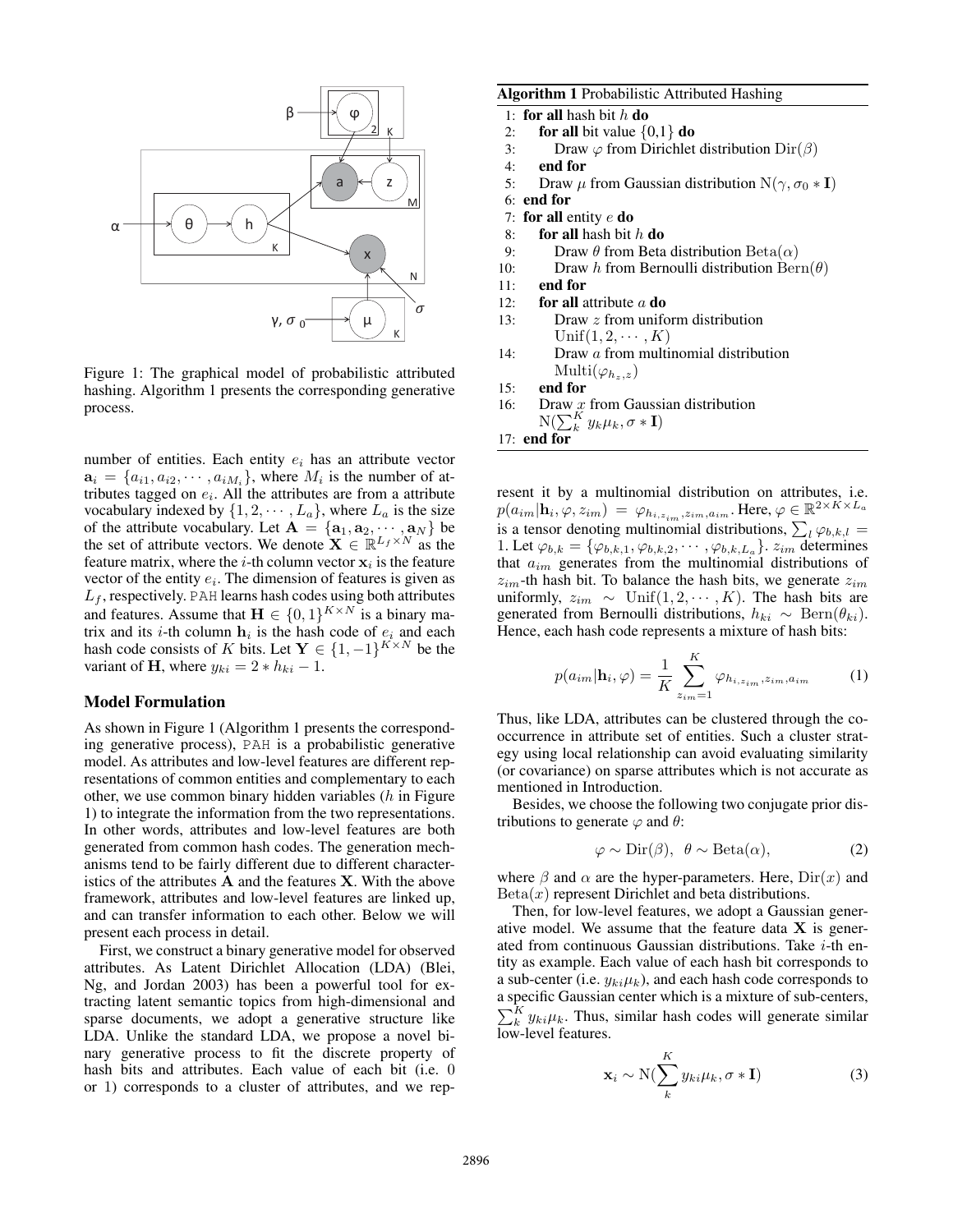Figure 1: The graphical model of probabilistic attributed hashing. Algorithm 1 presents the corresponding generative process.

number of entities. Each entity $e_i$ has an attribute vector $\mathbf{a}_i = \{a_{i1}, a_{i2}, \cdots, a_{iM_i}\}$, where $M_i$ is the number of attributes tagged on $e_i$. All the attributes are from a attribute vocabulary indexed by $\{1, 2, \cdots, L_a\}$, where $L_a$ is the size of the attribute vocabulary. Let $\mathbf{A} = \{\mathbf{a}_1, \mathbf{a}_2, \cdots, \mathbf{a}_N\}$ be the set of attribute vectors. We denote $\mathbf{X} \in \mathbb{R}^{L_f \times N}$ as the feature matrix, where the $i$-th column vector $\mathbf{x}_i$ is the feature vector of the entity $e_i$. The dimension of features is given as $L_f$, respectively. PAH learns hash codes using both attributes and features. Assume that $\mathbf{H} \in \{0,1\}^{K \times N}$ is a binary matrix and its $i$-th column $\mathbf{h}_i$ is the hash code of $e_i$ and each hash code consists of $K$ bits. Let $\mathbf{Y} \in \{1, -1\}^{K \times N}$ be the variant of $\mathbf{H}$, where $y_{ki} = 2 * h_{ki} - 1$.

## Model Formulation

As shown in Figure 1 (Algorithm 1 presents the corresponding generative process), PAH is a probabilistic generative model. As attributes and low-level features are different representations of common entities and complementary to each other, we use common binary hidden variables ($h$ in Figure 1) to integrate the information from the two representations. In other words, attributes and low-level features are both generated from common hash codes. The generation mechanisms tend to be fairly different due to different characteristics of the attributes $\mathbf{A}$ and the features $\mathbf{X}$. With the above framework, attributes and low-level features are linked up, and can transfer information to each other. Below we will present each process in detail.

First, we construct a binary generative model for observed attributes. As Latent Dirichlet Allocation (LDA) (Blei, Ng, and Jordan 2003) has been a powerful tool for extracting latent semantic topics from high-dimensional and sparse documents, we adopt a generative structure like LDA. Unlike the standard LDA, we propose a novel binary generative process to fit the discrete property of hash bits and attributes. Each value of each bit (i.e. 0 or 1) corresponds to a cluster of attributes, and we represent it by a multinomial distribution on attributes, i.e. $p(a_{im}|\mathbf{h}_i, \varphi, z_{im}) = \varphi_{h_{i,z_{im}}, z_{im}, a_{im}}$. Here, $\varphi \in \mathbb{R}^{2 \times K \times L_a}$ is a tensor denoting multinomial distributions, $\sum_l \varphi_{b,k,l} = 1$. Let $\varphi_{b,k} = \{\varphi_{b,k,1}, \varphi_{b,k,2}, \cdots, \varphi_{b,k,L_a}\}$. $z_{im}$ determines that $a_{im}$ generates from the multinomial distributions of $z_{im}$-th hash bit. To balance the hash bits, we generate $z_{im}$ uniformly, $z_{im} \sim \mathrm{Unif}(1, 2, \cdots, K)$. The hash bits are generated from Bernoulli distributions, $h_{ki} \sim \mathrm{Bern}(\theta_{ki})$. Hence, each hash code represents a mixture of hash bits:

$$p(a_{im}|\mathbf{h}_i, \varphi) = \frac{1}{K} \sum_{z_{im}=1}^{K} \varphi_{h_{i,z_{im}}, z_{im}, a_{im}} \tag{1}$$

Thus, like LDA, attributes can be clustered through the co-occurrence in attribute set of entities. Such a cluster strategy using local relationship can avoid evaluating similarity (or covariance) on sparse attributes which is not accurate as mentioned in Introduction.

Besides, we choose the following two conjugate prior distributions to generate $\varphi$ and $\theta$:

$$\varphi \sim \mathrm{Dir}(\beta), \quad \theta \sim \mathrm{Beta}(\alpha), \tag{2}$$

where $\beta$ and $\alpha$ are the hyper-parameters. Here, $\mathrm{Dir}(x)$ and $\mathrm{Beta}(x)$ represent Dirichlet and beta distributions.

Then, for low-level features, we adopt a Gaussian generative model. We assume that the feature data $\mathbf{X}$ is generated from continuous Gaussian distributions. Take $i$-th entity as example. Each value of each hash bit corresponds to a sub-center (i.e. $y_{ki}\mu_k$), and each hash code corresponds to a specific Gaussian center which is a mixture of sub-centers, $\sum_k^K y_{ki}\mu_k$. Thus, similar hash codes will generate similar low-level features.

$$\mathbf{x}_i \sim \mathrm{N}(\sum_k^K y_{ki}\mu_k, \sigma * \mathbf{I}) \tag{3}$$

**Algorithm 1** Probabilistic Attributed Hashing

1: **for all** hash bit $h$ **do**
2: &nbsp;&nbsp;&nbsp;&nbsp;**for all** bit value $\{0,1\}$ **do**
3: &nbsp;&nbsp;&nbsp;&nbsp;&nbsp;&nbsp;&nbsp;&nbsp;Draw $\varphi$ from Dirichlet distribution $\mathrm{Dir}(\beta)$
4: &nbsp;&nbsp;&nbsp;&nbsp;**end for**
5: &nbsp;&nbsp;&nbsp;&nbsp;Draw $\mu$ from Gaussian distribution $\mathrm{N}(\gamma, \sigma_0 * \mathbf{I})$
6: **end for**
7: **for all** entity $e$ **do**
8: &nbsp;&nbsp;&nbsp;&nbsp;**for all** hash bit $h$ **do**
9: &nbsp;&nbsp;&nbsp;&nbsp;&nbsp;&nbsp;&nbsp;&nbsp;Draw $\theta$ from Beta distribution $\mathrm{Beta}(\alpha)$
10: &nbsp;&nbsp;&nbsp;&nbsp;&nbsp;&nbsp;&nbsp;Draw $h$ from Bernoulli distribution $\mathrm{Bern}(\theta)$
11: &nbsp;&nbsp;&nbsp;**end for**
12: &nbsp;&nbsp;&nbsp;**for all** attribute $a$ **do**
13: &nbsp;&nbsp;&nbsp;&nbsp;&nbsp;&nbsp;&nbsp;Draw $z$ from uniform distribution $\mathrm{Unif}(1, 2, \cdots, K)$
14: &nbsp;&nbsp;&nbsp;&nbsp;&nbsp;&nbsp;&nbsp;Draw $a$ from multinomial distribution $\mathrm{Multi}(\varphi_{h_z,z})$
15: &nbsp;&nbsp;&nbsp;**end for**
16: &nbsp;&nbsp;&nbsp;Draw $x$ from Gaussian distribution $\mathrm{N}(\sum_k^K y_k\mu_k, \sigma * \mathbf{I})$
17: **end for**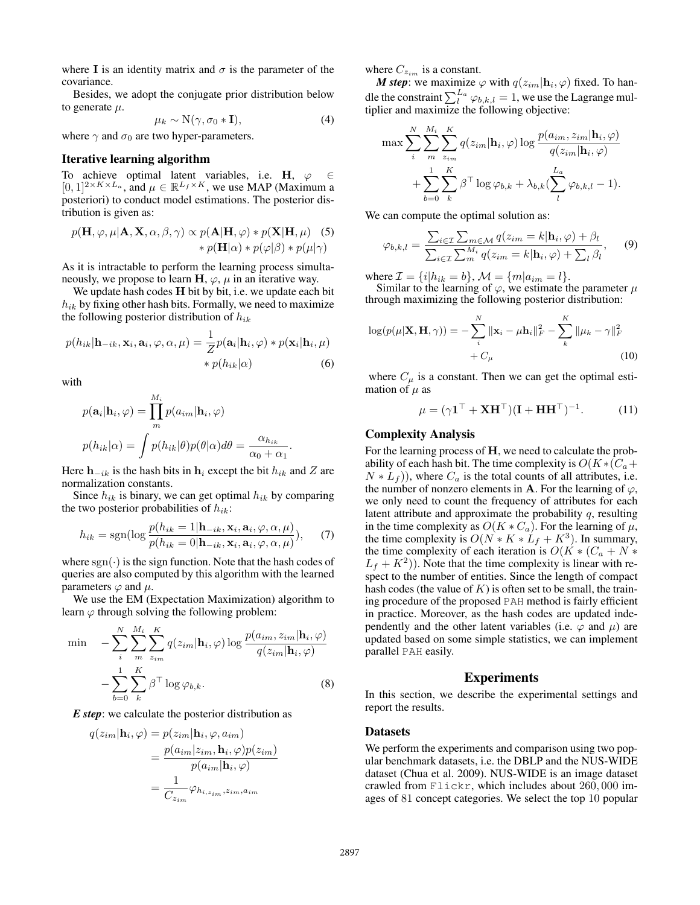where $\mathbf{I}$ is an identity matrix and $\sigma$ is the parameter of the covariance.

Besides, we adopt the conjugate prior distribution below to generate $\mu$.

$$\mu_k \sim \mathrm{N}(\gamma, \sigma_0 * \mathbf{I}), \tag{4}$$

where $\gamma$ and $\sigma_0$ are two hyper-parameters.

### Iterative learning algorithm

To achieve optimal latent variables, i.e. $\mathbf{H}$, $\varphi \in [0,1]^{2\times K\times L_a}$, and $\mu \in \mathbb{R}^{L_f \times K}$, we use MAP (Maximum a posteriori) to conduct model estimations. The posterior distribution is given as:

$$\begin{aligned} p(\mathbf{H}, \varphi, \mu | \mathbf{A}, \mathbf{X}, \alpha, \beta, \gamma) \propto p(\mathbf{A}|\mathbf{H}, \varphi) * p(\mathbf{X}|\mathbf{H}, \mu) \\ * p(\mathbf{H}|\alpha) * p(\varphi|\beta) * p(\mu|\gamma) \end{aligned} \tag{5}$$

As it is intractable to perform the learning process simultaneously, we propose to learn $\mathbf{H}$, $\varphi$, $\mu$ in an iterative way.

We update hash codes $\mathbf{H}$ bit by bit, i.e. we update each bit $h_{ik}$ by fixing other hash bits. Formally, we need to maximize the following posterior distribution of $h_{ik}$

$$\begin{aligned} p(h_{ik}|\mathbf{h}_{-ik}, \mathbf{x}_i, \mathbf{a}_i, \varphi, \alpha, \mu) = \frac{1}{Z} p(\mathbf{a}_i|\mathbf{h}_i, \varphi) * p(\mathbf{x}_i|\mathbf{h}_i, \mu) \\ * p(h_{ik}|\alpha) \end{aligned} \tag{6}$$

with

$$p(\mathbf{a}_i|\mathbf{h}_i, \varphi) = \prod_m^{M_i} p(a_{im}|\mathbf{h}_i, \varphi)$$

$$p(h_{ik}|\alpha) = \int p(h_{ik}|\theta) p(\theta|\alpha) d\theta = \frac{\alpha_{h_{ik}}}{\alpha_0 + \alpha_1}.$$

Here $\mathbf{h}_{-ik}$ is the hash bits in $\mathbf{h}_i$ except the bit $h_{ik}$ and $Z$ are normalization constants.

Since $h_{ik}$ is binary, we can get optimal $h_{ik}$ by comparing the two posterior probabilities of $h_{ik}$:

$$h_{ik} = \mathrm{sgn}\left(\log \frac{p(h_{ik}=1|\mathbf{h}_{-ik}, \mathbf{x}_i, \mathbf{a}_i, \varphi, \alpha, \mu)}{p(h_{ik}=0|\mathbf{h}_{-ik}, \mathbf{x}_i, \mathbf{a}_i, \varphi, \alpha, \mu)}\right), \tag{7}$$

where $\mathrm{sgn}(\cdot)$ is the sign function. Note that the hash codes of queries are also computed by this algorithm with the learned parameters $\varphi$ and $\mu$.

We use the EM (Expectation Maximization) algorithm to learn $\varphi$ through solving the following problem:

$$\begin{aligned} \min \quad & -\sum_i^N \sum_m^{M_i} \sum_{z_{im}}^K q(z_{im}|\mathbf{h}_i, \varphi) \log \frac{p(a_{im}, z_{im}|\mathbf{h}_i, \varphi)}{q(z_{im}|\mathbf{h}_i, \varphi)} \\ & - \sum_{b=0}^1 \sum_k^K \beta^\top \log \varphi_{b,k}. \end{aligned} \tag{8}$$

***E step***: we calculate the posterior distribution as

$$\begin{aligned} q(z_{im}|\mathbf{h}_i, \varphi) &= p(z_{im}|\mathbf{h}_i, \varphi, a_{im}) \\ &= \frac{p(a_{im}|z_{im}, \mathbf{h}_i, \varphi) p(z_{im})}{p(a_{im}|\mathbf{h}_i, \varphi)} \\ &= \frac{1}{C_{z_{im}}} \varphi_{h_{i,z_{im}}, z_{im}, a_{im}} \end{aligned}$$

where $C_{z_{im}}$ is a constant.

***M step***: we maximize $\varphi$ with $q(z_{im}|\mathbf{h}_i, \varphi)$ fixed. To handle the constraint $\sum_l^{L_a} \varphi_{b,k,l} = 1$, we use the Lagrange multiplier and maximize the following objective:

$$\begin{aligned} \max \sum_i^N \sum_m^{M_i} \sum_{z_{im}}^K q(z_{im}|\mathbf{h}_i, \varphi) \log \frac{p(a_{im}, z_{im}|\mathbf{h}_i, \varphi)}{q(z_{im}|\mathbf{h}_i, \varphi)} \\ + \sum_{b=0}^1 \sum_k^K \beta^\top \log \varphi_{b,k} + \lambda_{b,k} \left(\sum_l^{L_a} \varphi_{b,k,l} - 1\right). \end{aligned}$$

We can compute the optimal solution as:

$$\varphi_{b,k,l} = \frac{\sum_{i\in\mathcal{I}} \sum_{m\in\mathcal{M}} q(z_{im}=k|\mathbf{h}_i, \varphi) + \beta_l}{\sum_{i\in\mathcal{I}} \sum_m^{M_i} q(z_{im}=k|\mathbf{h}_i, \varphi) + \sum_l \beta_l}, \tag{9}$$

where $\mathcal{I} = \{i|h_{ik} = b\}$, $\mathcal{M} = \{m|a_{im} = l\}$.

Similar to the learning of $\varphi$, we estimate the parameter $\mu$ through maximizing the following posterior distribution:

$$\begin{aligned} \log(p(\mu|\mathbf{X}, \mathbf{H}, \gamma)) = -\sum_i^N \|\mathbf{x}_i - \mu \mathbf{h}_i\|_F^2 - \sum_k^K \|\mu_k - \gamma\|_F^2 \\ + C_\mu \end{aligned} \tag{10}$$

where $C_\mu$ is a constant. Then we can get the optimal estimation of $\mu$ as

$$\mu = (\gamma \mathbf{1}^\top + \mathbf{X}\mathbf{H}^\top)(\mathbf{I} + \mathbf{H}\mathbf{H}^\top)^{-1}. \tag{11}$$

### Complexity Analysis

For the learning process of $\mathbf{H}$, we need to calculate the probability of each hash bit. The time complexity is $O(K*(C_a + N*L_f))$, where $C_a$ is the total counts of all attributes, i.e. the number of nonzero elements in $\mathbf{A}$. For the learning of $\varphi$, we only need to count the frequency of attributes for each latent attribute and approximate the probability $q$, resulting in the time complexity as $O(K*C_a)$. For the learning of $\mu$, the time complexity is $O(N*K*L_f + K^3)$. In summary, the time complexity of each iteration is $O(K*(C_a + N*L_f + K^2))$. Note that the time complexity is linear with respect to the number of entities. Since the length of compact hash codes (the value of $K$) is often set to be small, the training procedure of the proposed PAH method is fairly efficient in practice. Moreover, as the hash codes are updated independently and the other latent variables (i.e. $\varphi$ and $\mu$) are updated based on some simple statistics, we can implement parallel PAH easily.

## Experiments

In this section, we describe the experimental settings and report the results.

### Datasets

We perform the experiments and comparison using two popular benchmark datasets, i.e. the DBLP and the NUS-WIDE dataset (Chua et al. 2009). NUS-WIDE is an image dataset crawled from Flickr, which includes about 260,000 images of 81 concept categories. We select the top 10 popular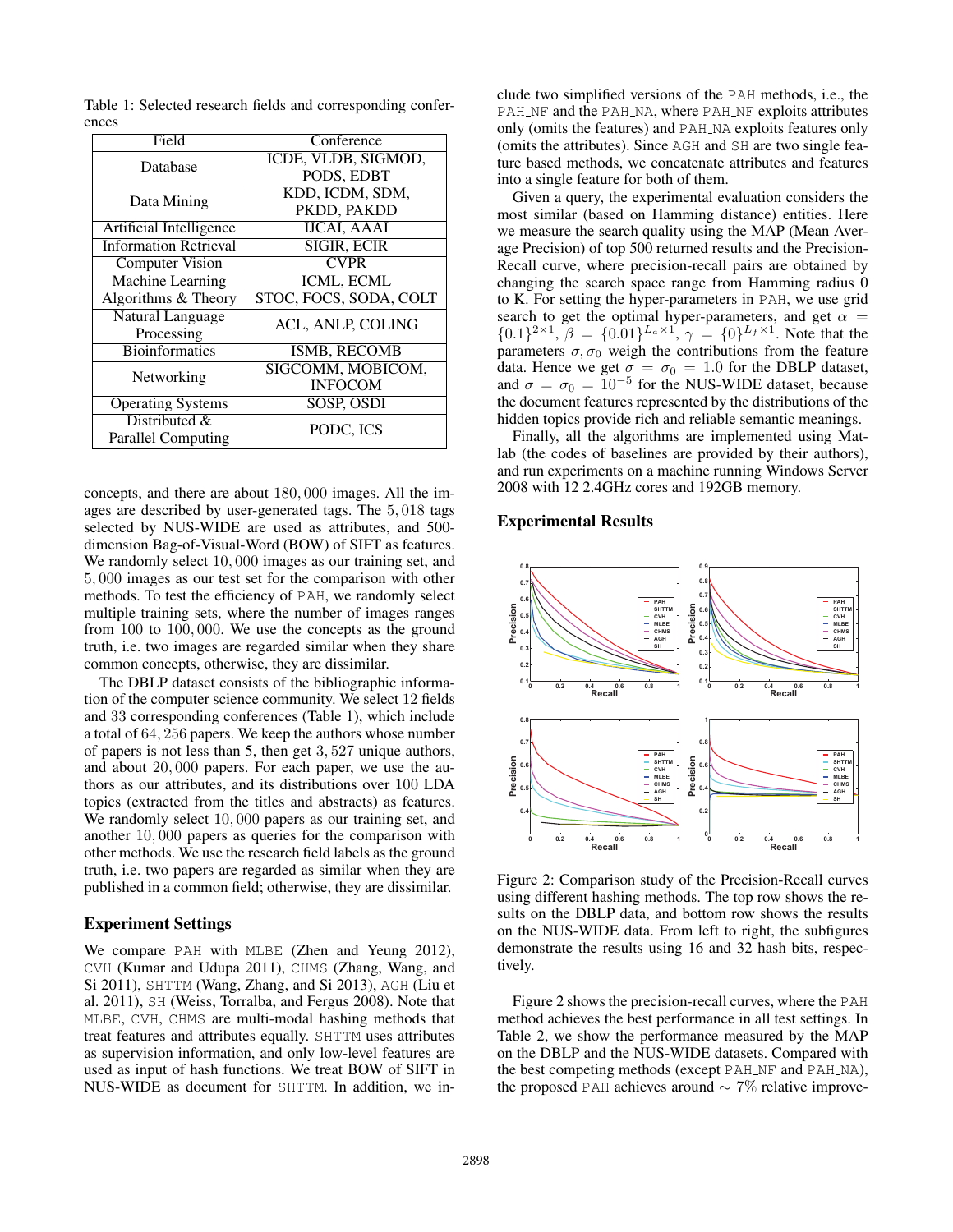Table 1: Selected research fields and corresponding conferences

| Field | Conference |
|---|---|
| Database | ICDE, VLDB, SIGMOD, PODS, EDBT |
| Data Mining | KDD, ICDM, SDM, PKDD, PAKDD |
| Artificial Intelligence | IJCAI, AAAI |
| Information Retrieval | SIGIR, ECIR |
| Computer Vision | CVPR |
| Machine Learning | ICML, ECML |
| Algorithms & Theory | STOC, FOCS, SODA, COLT |
| Natural Language Processing | ACL, ANLP, COLING |
| Bioinformatics | ISMB, RECOMB |
| Networking | SIGCOMM, MOBICOM, INFOCOM |
| Operating Systems | SOSP, OSDI |
| Distributed & Parallel Computing | PODC, ICS |

concepts, and there are about $180,000$ images. All the images are described by user-generated tags. The $5,018$ tags selected by NUS-WIDE are used as attributes, and 500-dimension Bag-of-Visual-Word (BOW) of SIFT as features. We randomly select $10,000$ images as our training set, and $5,000$ images as our test set for the comparison with other methods. To test the efficiency of PAH, we randomly select multiple training sets, where the number of images ranges from $100$ to $100,000$. We use the concepts as the ground truth, i.e. two images are regarded similar when they share common concepts, otherwise, they are dissimilar.

The DBLP dataset consists of the bibliographic information of the computer science community. We select 12 fields and 33 corresponding conferences (Table 1), which include a total of $64,256$ papers. We keep the authors whose number of papers is not less than 5, then get $3,527$ unique authors, and about $20,000$ papers. For each paper, we use the authors as our attributes, and its distributions over $100$ LDA topics (extracted from the titles and abstracts) as features. We randomly select $10,000$ papers as our training set, and another $10,000$ papers as queries for the comparison with other methods. We use the research field labels as the ground truth, i.e. two papers are regarded similar when they are published in a common field; otherwise, they are dissimilar.

## Experiment Settings

We compare PAH with MLBE (Zhen and Yeung 2012), CVH (Kumar and Udupa 2011), CHMS (Zhang, Wang, and Si 2011), SHTTM (Wang, Zhang, and Si 2013), AGH (Liu et al. 2011), SH (Weiss, Torralba, and Fergus 2008). Note that MLBE, CVH, CHMS are multi-modal hashing methods that treat features and attributes equally. SHTTM uses attributes as supervision information, and only low-level features are used as input of hash functions. We treat BOW of SIFT in NUS-WIDE as document for SHTTM. In addition, we include two simplified versions of the PAH methods, i.e., the PAH_NF and the PAH_NA, where PAH_NF exploits attributes only (omits the features) and PAH_NA exploits features only (omits the attributes). Since AGH and SH are two single feature based methods, we concatenate attributes and features into a single feature for both of them.

Given a query, the experimental evaluation considers the most similar (based on Hamming distance) entities. Here we measure the search quality using the MAP (Mean Average Precision) of top 500 returned results and the Precision-Recall curve, where precision-recall pairs are obtained by changing the search space range from Hamming radius 0 to K. For setting the hyper-parameters in PAH, we use grid search to get the optimal hyper-parameters, and get $\alpha = \{0.1\}^{2\times1}$, $\beta = \{0.01\}^{L_a\times1}$, $\gamma = \{0\}^{L_f\times1}$. Note that the parameters $\sigma, \sigma_0$ weigh the contributions from the feature data. Hence we get $\sigma = \sigma_0 = 1.0$ for the DBLP dataset, and $\sigma = \sigma_0 = 10^{-5}$ for the NUS-WIDE dataset, because the document features represented by the distributions of the hidden topics provide rich and reliable semantic meanings.

Finally, all the algorithms are implemented using Matlab (the codes of baselines are provided by their authors), and run experiments on a machine running Windows Server 2008 with 12 2.4GHz cores and 192GB memory.

## Experimental Results

Figure 2: Comparison study of the Precision-Recall curves using different hashing methods. The top row shows the results on the DBLP data, and bottom row shows the results on the NUS-WIDE data. From left to right, the subfigures demonstrate the results using 16 and 32 hash bits, respectively.

Figure 2 shows the precision-recall curves, where the PAH method achieves the best performance in all test settings. In Table 2, we show the performance measured by the MAP on the DBLP and the NUS-WIDE datasets. Compared with the best competing methods (except PAH_NF and PAH_NA), the proposed PAH achieves around $\sim 7\%$ relative improve-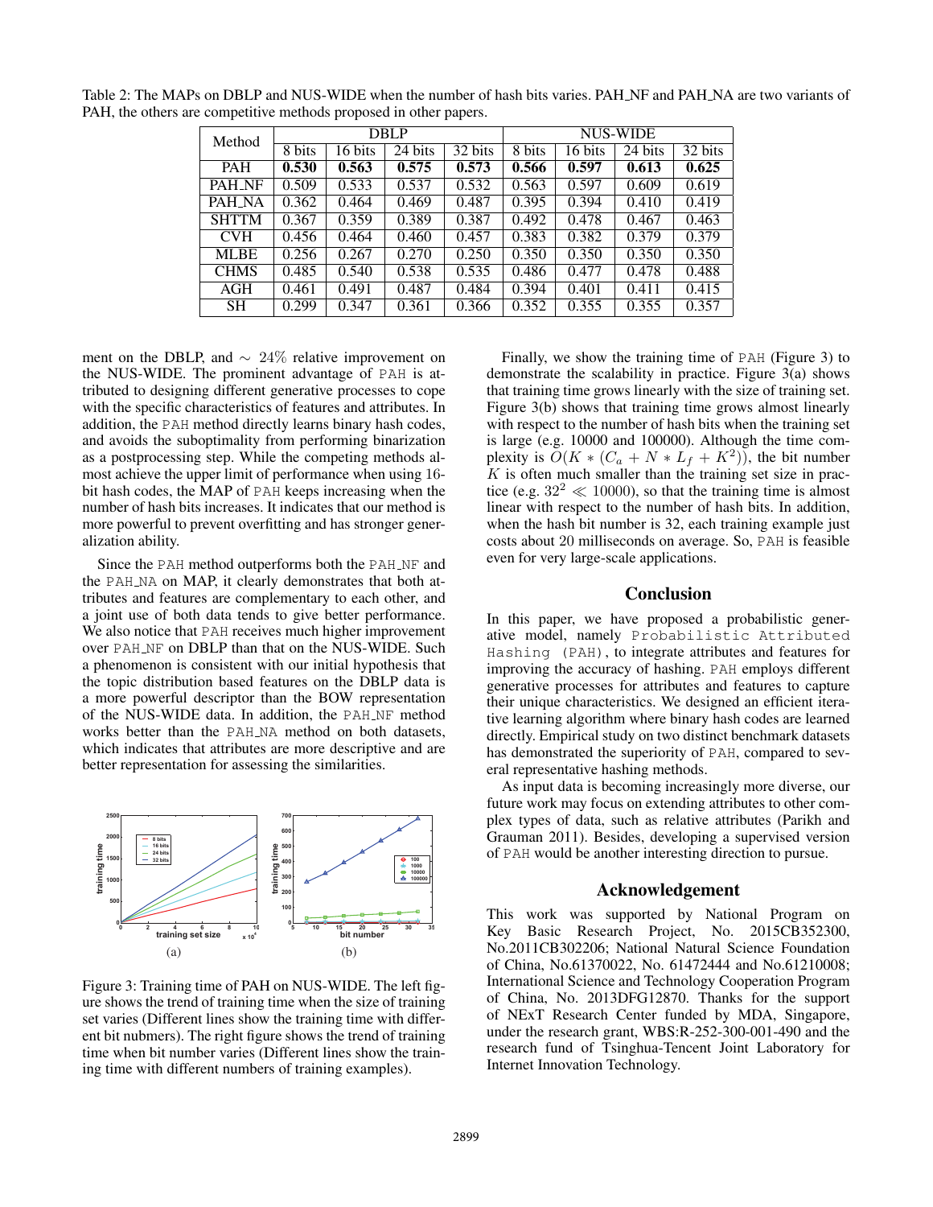Table 2: The MAPs on DBLP and NUS-WIDE when the number of hash bits varies. PAH_NF and PAH_NA are two variants of PAH, the others are competitive methods proposed in other papers.

| Method | DBLP | | | | NUS-WIDE | | | |
|---|---|---|---|---|---|---|---|---|
| | 8 bits | 16 bits | 24 bits | 32 bits | 8 bits | 16 bits | 24 bits | 32 bits |
| PAH | **0.530** | **0.563** | **0.575** | **0.573** | **0.566** | **0.597** | **0.613** | **0.625** |
| PAH_NF | 0.509 | 0.533 | 0.537 | 0.532 | 0.563 | 0.597 | 0.609 | 0.619 |
| PAH_NA | 0.362 | 0.464 | 0.469 | 0.487 | 0.395 | 0.394 | 0.410 | 0.419 |
| SHTTM | 0.367 | 0.359 | 0.389 | 0.387 | 0.492 | 0.478 | 0.467 | 0.463 |
| CVH | 0.456 | 0.464 | 0.460 | 0.457 | 0.383 | 0.382 | 0.379 | 0.379 |
| MLBE | 0.256 | 0.267 | 0.270 | 0.250 | 0.350 | 0.350 | 0.350 | 0.350 |
| CHMS | 0.485 | 0.540 | 0.538 | 0.535 | 0.486 | 0.477 | 0.478 | 0.488 |
| AGH | 0.461 | 0.491 | 0.487 | 0.484 | 0.394 | 0.401 | 0.411 | 0.415 |
| SH | 0.299 | 0.347 | 0.361 | 0.366 | 0.352 | 0.355 | 0.355 | 0.357 |

ment on the DBLP, and $\sim 24\%$ relative improvement on the NUS-WIDE. The prominent advantage of PAH is attributed to designing different generative processes to cope with the specific characteristics of features and attributes. In addition, the PAH method directly learns binary hash codes, and avoids the suboptimality from performing binarization as a postprocessing step. While the competing methods almost achieve the upper limit of performance when using 16-bit hash codes, the MAP of PAH keeps increasing when the number of hash bits increases. It indicates that our method is more powerful to prevent overfitting and has stronger generalization ability.

Since the PAH method outperforms both the PAH_NF and the PAH_NA on MAP, it clearly demonstrates that both attributes and features are complementary to each other, and a joint use of both data tends to give better performance. We also notice that PAH receives much higher improvement over PAH_NF on DBLP than that on the NUS-WIDE. Such a phenomenon is consistent with our initial hypothesis that the topic distribution based features on the DBLP data is a more powerful descriptor than the BOW representation of the NUS-WIDE data. In addition, the PAH_NF method works better than the PAH_NA method on both datasets, which indicates that attributes are more descriptive and are better representation for assessing the similarities.

Figure 3: Training time of PAH on NUS-WIDE. The left figure shows the trend of training time when the size of training set varies (Different lines show the training time with different bit nubmers). The right figure shows the trend of training time when bit number varies (Different lines show the training time with different numbers of training examples).

Finally, we show the training time of PAH (Figure 3) to demonstrate the scalability in practice. Figure 3(a) shows that training time grows linearly with the size of training set. Figure 3(b) shows that training time grows almost linearly with respect to the number of hash bits when the training set is large (e.g. 10000 and 100000). Although the time complexity is $O(K * (C_a + N * L_f + K^2))$, the bit number $K$ is often much smaller than the training set size in practice (e.g. $32^2 \ll 10000$), so that the training time is almost linear with respect to the number of hash bits. In addition, when the hash bit number is 32, each training example just costs about 20 milliseconds on average. So, PAH is feasible even for very large-scale applications.

## Conclusion

In this paper, we have proposed a probabilistic generative model, namely Probabilistic Attributed Hashing (PAH), to integrate attributes and features for improving the accuracy of hashing. PAH employs different generative processes for attributes and features to capture their unique characteristics. We designed an efficient iterative learning algorithm where binary hash codes are learned directly. Empirical study on two distinct benchmark datasets has demonstrated the superiority of PAH, compared to several representative hashing methods.

As input data is becoming increasingly more diverse, our future work may focus on extending attributes to other complex types of data, such as relative attributes (Parikh and Grauman 2011). Besides, developing a supervised version of PAH would be another interesting direction to pursue.

## Acknowledgement

This work was supported by National Program on Key Basic Research Project, No. 2015CB352300, No.2011CB302206; National Natural Science Foundation of China, No.61370022, No. 61472444 and No.61210008; International Science and Technology Cooperation Program of China, No. 2013DFG12870. Thanks for the support of NExT Research Center funded by MDA, Singapore, under the research grant, WBS:R-252-300-001-490 and the research fund of Tsinghua-Tencent Joint Laboratory for Internet Innovation Technology.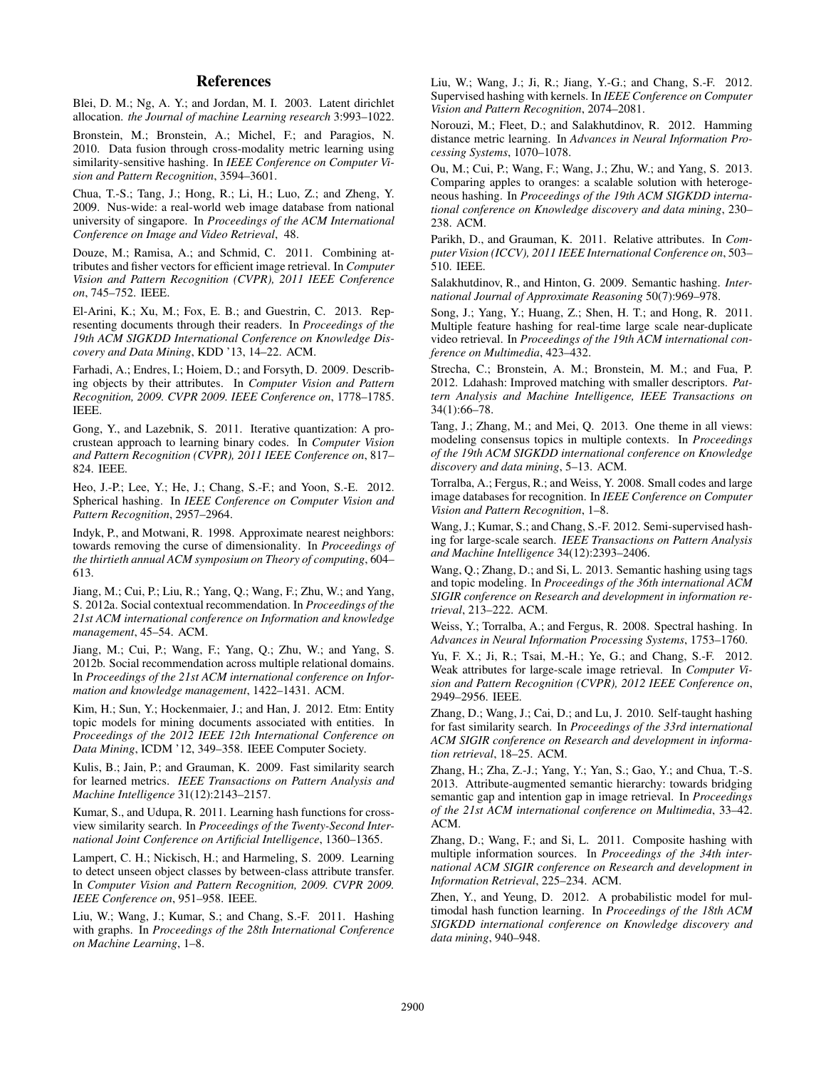## References

Blei, D. M.; Ng, A. Y.; and Jordan, M. I. 2003. Latent dirichlet allocation. *the Journal of machine Learning research* 3:993–1022.

Bronstein, M.; Bronstein, A.; Michel, F.; and Paragios, N. 2010. Data fusion through cross-modality metric learning using similarity-sensitive hashing. In *IEEE Conference on Computer Vision and Pattern Recognition*, 3594–3601.

Chua, T.-S.; Tang, J.; Hong, R.; Li, H.; Luo, Z.; and Zheng, Y. 2009. Nus-wide: a real-world web image database from national university of singapore. In *Proceedings of the ACM International Conference on Image and Video Retrieval*, 48.

Douze, M.; Ramisa, A.; and Schmid, C. 2011. Combining attributes and fisher vectors for efficient image retrieval. In *Computer Vision and Pattern Recognition (CVPR), 2011 IEEE Conference on*, 745–752. IEEE.

El-Arini, K.; Xu, M.; Fox, E. B.; and Guestrin, C. 2013. Representing documents through their readers. In *Proceedings of the 19th ACM SIGKDD International Conference on Knowledge Discovery and Data Mining*, KDD '13, 14–22. ACM.

Farhadi, A.; Endres, I.; Hoiem, D.; and Forsyth, D. 2009. Describing objects by their attributes. In *Computer Vision and Pattern Recognition, 2009. CVPR 2009. IEEE Conference on*, 1778–1785. IEEE.

Gong, Y., and Lazebnik, S. 2011. Iterative quantization: A procrustean approach to learning binary codes. In *Computer Vision and Pattern Recognition (CVPR), 2011 IEEE Conference on*, 817–824. IEEE.

Heo, J.-P.; Lee, Y.; He, J.; Chang, S.-F.; and Yoon, S.-E. 2012. Spherical hashing. In *IEEE Conference on Computer Vision and Pattern Recognition*, 2957–2964.

Indyk, P., and Motwani, R. 1998. Approximate nearest neighbors: towards removing the curse of dimensionality. In *Proceedings of the thirtieth annual ACM symposium on Theory of computing*, 604–613.

Jiang, M.; Cui, P.; Liu, R.; Yang, Q.; Wang, F.; Zhu, W.; and Yang, S. 2012a. Social contextual recommendation. In *Proceedings of the 21st ACM international conference on Information and knowledge management*, 45–54. ACM.

Jiang, M.; Cui, P.; Wang, F.; Yang, Q.; Zhu, W.; and Yang, S. 2012b. Social recommendation across multiple relational domains. In *Proceedings of the 21st ACM international conference on Information and knowledge management*, 1422–1431. ACM.

Kim, H.; Sun, Y.; Hockenmaier, J.; and Han, J. 2012. Etm: Entity topic models for mining documents associated with entities. In *Proceedings of the 2012 IEEE 12th International Conference on Data Mining*, ICDM '12, 349–358. IEEE Computer Society.

Kulis, B.; Jain, P.; and Grauman, K. 2009. Fast similarity search for learned metrics. *IEEE Transactions on Pattern Analysis and Machine Intelligence* 31(12):2143–2157.

Kumar, S., and Udupa, R. 2011. Learning hash functions for cross-view similarity search. In *Proceedings of the Twenty-Second International Joint Conference on Artificial Intelligence*, 1360–1365.

Lampert, C. H.; Nickisch, H.; and Harmeling, S. 2009. Learning to detect unseen object classes by between-class attribute transfer. In *Computer Vision and Pattern Recognition, 2009. CVPR 2009. IEEE Conference on*, 951–958. IEEE.

Liu, W.; Wang, J.; Kumar, S.; and Chang, S.-F. 2011. Hashing with graphs. In *Proceedings of the 28th International Conference on Machine Learning*, 1–8.

Liu, W.; Wang, J.; Ji, R.; Jiang, Y.-G.; and Chang, S.-F. 2012. Supervised hashing with kernels. In *IEEE Conference on Computer Vision and Pattern Recognition*, 2074–2081.

Norouzi, M.; Fleet, D.; and Salakhutdinov, R. 2012. Hamming distance metric learning. In *Advances in Neural Information Processing Systems*, 1070–1078.

Ou, M.; Cui, P.; Wang, F.; Wang, J.; Zhu, W.; and Yang, S. 2013. Comparing apples to oranges: a scalable solution with heterogeneous hashing. In *Proceedings of the 19th ACM SIGKDD international conference on Knowledge discovery and data mining*, 230–238. ACM.

Parikh, D., and Grauman, K. 2011. Relative attributes. In *Computer Vision (ICCV), 2011 IEEE International Conference on*, 503–510. IEEE.

Salakhutdinov, R., and Hinton, G. 2009. Semantic hashing. *International Journal of Approximate Reasoning* 50(7):969–978.

Song, J.; Yang, Y.; Huang, Z.; Shen, H. T.; and Hong, R. 2011. Multiple feature hashing for real-time large scale near-duplicate video retrieval. In *Proceedings of the 19th ACM international conference on Multimedia*, 423–432.

Strecha, C.; Bronstein, A. M.; Bronstein, M. M.; and Fua, P. 2012. Ldahash: Improved matching with smaller descriptors. *Pattern Analysis and Machine Intelligence, IEEE Transactions on* 34(1):66–78.

Tang, J.; Zhang, M.; and Mei, Q. 2013. One theme in all views: modeling consensus topics in multiple contexts. In *Proceedings of the 19th ACM SIGKDD international conference on Knowledge discovery and data mining*, 5–13. ACM.

Torralba, A.; Fergus, R.; and Weiss, Y. 2008. Small codes and large image databases for recognition. In *IEEE Conference on Computer Vision and Pattern Recognition*, 1–8.

Wang, J.; Kumar, S.; and Chang, S.-F. 2012. Semi-supervised hashing for large-scale search. *IEEE Transactions on Pattern Analysis and Machine Intelligence* 34(12):2393–2406.

Wang, Q.; Zhang, D.; and Si, L. 2013. Semantic hashing using tags and topic modeling. In *Proceedings of the 36th international ACM SIGIR conference on Research and development in information retrieval*, 213–222. ACM.

Weiss, Y.; Torralba, A.; and Fergus, R. 2008. Spectral hashing. In *Advances in Neural Information Processing Systems*, 1753–1760.

Yu, F. X.; Ji, R.; Tsai, M.-H.; Ye, G.; and Chang, S.-F. 2012. Weak attributes for large-scale image retrieval. In *Computer Vision and Pattern Recognition (CVPR), 2012 IEEE Conference on*, 2949–2956. IEEE.

Zhang, D.; Wang, J.; Cai, D.; and Lu, J. 2010. Self-taught hashing for fast similarity search. In *Proceedings of the 33rd international ACM SIGIR conference on Research and development in information retrieval*, 18–25. ACM.

Zhang, H.; Zha, Z.-J.; Yang, Y.; Yan, S.; Gao, Y.; and Chua, T.-S. 2013. Attribute-augmented semantic hierarchy: towards bridging semantic gap and intention gap in image retrieval. In *Proceedings of the 21st ACM international conference on Multimedia*, 33–42. ACM.

Zhang, D.; Wang, F.; and Si, L. 2011. Composite hashing with multiple information sources. In *Proceedings of the 34th international ACM SIGIR conference on Research and development in Information Retrieval*, 225–234. ACM.

Zhen, Y., and Yeung, D. 2012. A probabilistic model for multimodal hash function learning. In *Proceedings of the 18th ACM SIGKDD international conference on Knowledge discovery and data mining*, 940–948.